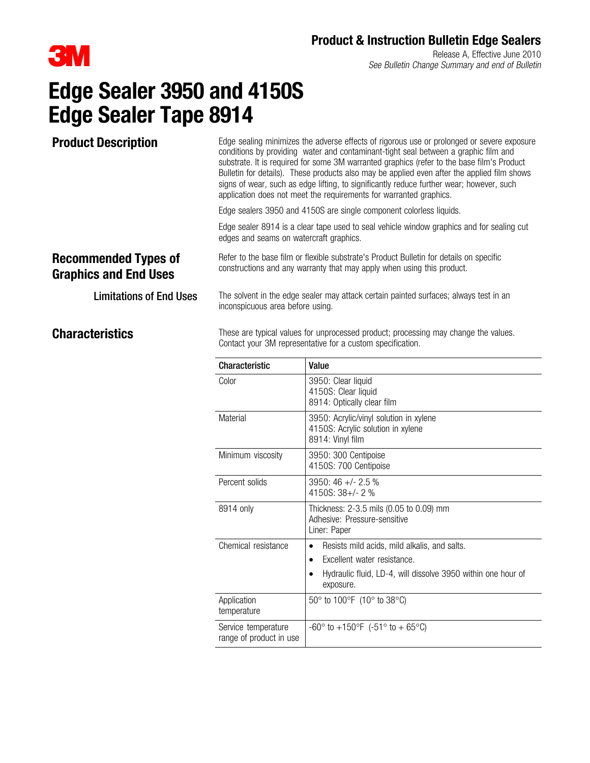**Product & Instruction Bulletin Edge Sealers**

Release A, Effective June 2010

*See Bulletin Change Summary and end of Bulletin*

# Edge Sealer 3950 and 4150S Edge Sealer Tape 8914

## Product Description

Edge sealing minimizes the adverse effects of rigorous use or prolonged or severe exposure conditions by providing water and contaminant-tight seal between a graphic film and substrate. It is required for some 3M warranted graphics (refer to the base film's Product Bulletin for details). These products also may be applied even after the applied film shows signs of wear, such as edge lifting, to significantly reduce further wear; however, such application does not meet the requirements for warranted graphics.

Edge sealers 3950 and 4150S are single component colorless liquids.

Edge sealer 8914 is a clear tape used to seal vehicle window graphics and for sealing cut edges and seams on watercraft graphics.

## Recommended Types of Graphics and End Uses

Refer to the base film or flexible substrate's Product Bulletin for details on specific constructions and any warranty that may apply when using this product.

### Limitations of End Uses

The solvent in the edge sealer may attack certain painted surfaces; always test in an inconspicuous area before using.

## Characteristics

These are typical values for unprocessed product; processing may change the values. Contact your 3M representative for a custom specification.

| Characteristic | Value |
|---|---|
| Color | 3950: Clear liquid<br>4150S: Clear liquid<br>8914: Optically clear film |
| Material | 3950: Acrylic/vinyl solution in xylene<br>4150S: Acrylic solution in xylene<br>8914: Vinyl film |
| Minimum viscosity | 3950: 300 Centipoise<br>4150S: 700 Centipoise |
| Percent solids | 3950: 46 +/- 2.5 %<br>4150S: 38+/- 2 % |
| 8914 only | Thickness: 2-3.5 mils (0.05 to 0.09) mm<br>Adhesive: Pressure-sensitive<br>Liner: Paper |
| Chemical resistance | • Resists mild acids, mild alkalis, and salts.<br>• Excellent water resistance.<br>• Hydraulic fluid, LD-4, will dissolve 3950 within one hour of exposure. |
| Application temperature | 50° to 100°F (10° to 38°C) |
| Service temperature range of product in use | -60° to +150°F (-51° to + 65°C) |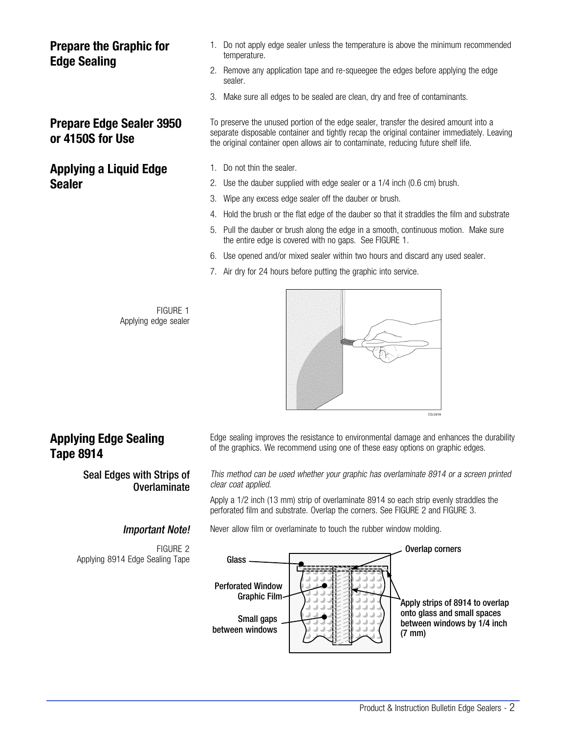## Prepare the Graphic for Edge Sealing

1. Do not apply edge sealer unless the temperature is above the minimum recommended temperature.
2. Remove any application tape and re-squeegee the edges before applying the edge sealer.
3. Make sure all edges to be sealed are clean, dry and free of contaminants.

## Prepare Edge Sealer 3950 or 4150S for Use

To preserve the unused portion of the edge sealer, transfer the desired amount into a separate disposable container and tightly recap the original container immediately. Leaving the original container open allows air to contaminate, reducing future shelf life.

## Applying a Liquid Edge Sealer

1. Do not thin the sealer.
2. Use the dauber supplied with edge sealer or a 1/4 inch (0.6 cm) brush.
3. Wipe any excess edge sealer off the dauber or brush.
4. Hold the brush or the flat edge of the dauber so that it straddles the film and substrate
5. Pull the dauber or brush along the edge in a smooth, continuous motion. Make sure the entire edge is covered with no gaps. See FIGURE 1.
6. Use opened and/or mixed sealer within two hours and discard any used sealer.
7. Air dry for 24 hours before putting the graphic into service.

FIGURE 1
Applying edge sealer

## Applying Edge Sealing Tape 8914

Edge sealing improves the resistance to environmental damage and enhances the durability of the graphics. We recommend using one of these easy options on graphic edges.

### Seal Edges with Strips of Overlaminate

*This method can be used whether your graphic has overlaminate 8914 or a screen printed clear coat applied.*

Apply a 1/2 inch (13 mm) strip of overlaminate 8914 so each strip evenly straddles the perforated film and substrate. Overlap the corners. See FIGURE 2 and FIGURE 3.

***Important Note!***

Never allow film or overlaminate to touch the rubber window molding.

FIGURE 2
Applying 8914 Edge Sealing Tape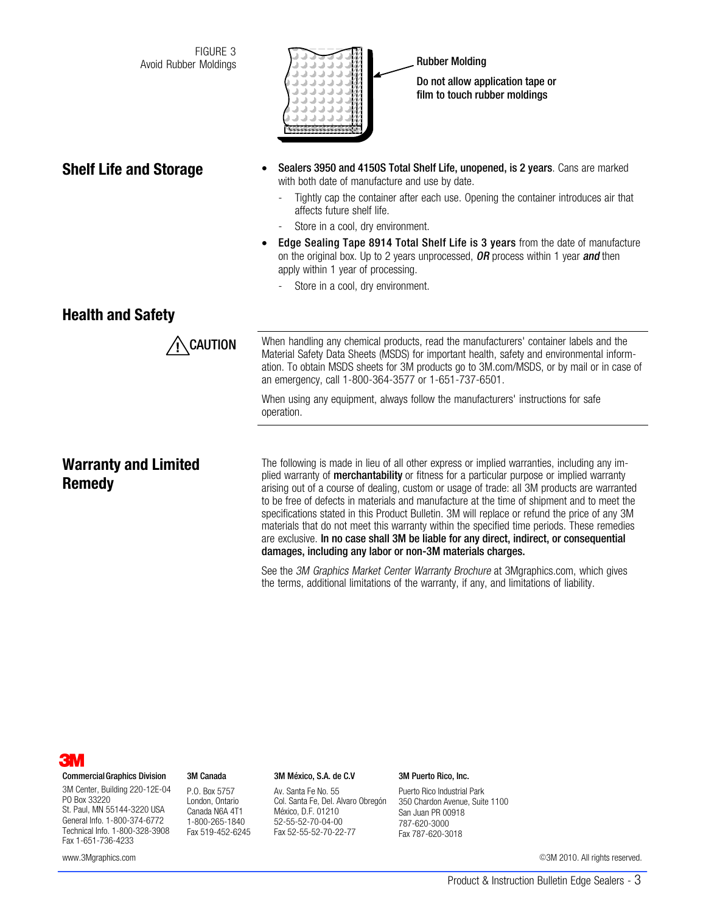FIGURE 3
Avoid Rubber Moldings

Rubber Molding

Do not allow application tape or film to touch rubber moldings

## Shelf Life and Storage

- **Sealers 3950 and 4150S Total Shelf Life, unopened, is 2 years**. Cans are marked with both date of manufacture and use by date.
  - Tightly cap the container after each use. Opening the container introduces air that affects future shelf life.
  - Store in a cool, dry environment.
- **Edge Sealing Tape 8914 Total Shelf Life is 3 years** from the date of manufacture on the original box. Up to 2 years unprocessed, ***OR*** process within 1 year ***and*** then apply within 1 year of processing.
  - Store in a cool, dry environment.

## Health and Safety

**CAUTION**

When handling any chemical products, read the manufacturers' container labels and the Material Safety Data Sheets (MSDS) for important health, safety and environmental information. To obtain MSDS sheets for 3M products go to 3M.com/MSDS, or by mail or in case of an emergency, call 1-800-364-3577 or 1-651-737-6501.

When using any equipment, always follow the manufacturers' instructions for safe operation.

## Warranty and Limited Remedy

The following is made in lieu of all other express or implied warranties, including any implied warranty of **merchantability** or fitness for a particular purpose or implied warranty arising out of a course of dealing, custom or usage of trade: all 3M products are warranted to be free of defects in materials and manufacture at the time of shipment and to meet the specifications stated in this Product Bulletin. 3M will replace or refund the price of any 3M materials that do not meet this warranty within the specified time periods. These remedies are exclusive. **In no case shall 3M be liable for any direct, indirect, or consequential damages, including any labor or non-3M materials charges.**

See the *3M Graphics Market Center Warranty Brochure* at 3Mgraphics.com, which gives the terms, additional limitations of the warranty, if any, and limitations of liability.

**3M**

**Commercial Graphics Division**
3M Center, Building 220-12E-04
PO Box 33220
St. Paul, MN 55144-3220 USA
General Info. 1-800-374-6772
Technical Info. 1-800-328-3908
Fax 1-651-736-4233

**3M Canada**
P.O. Box 5757
London, Ontario
Canada N6A 4T1
1-800-265-1840
Fax 519-452-6245

**3M México, S.A. de C.V**
Av. Santa Fe No. 55
Col. Santa Fe, Del. Alvaro Obregón
México, D.F. 01210
52-55-52-70-04-00
Fax 52-55-52-70-22-77

**3M Puerto Rico, Inc.**
Puerto Rico Industrial Park
350 Chardon Avenue, Suite 1100
San Juan PR 00918
787-620-3000
Fax 787-620-3018

www.3Mgraphics.com

©3M 2010. All rights reserved.